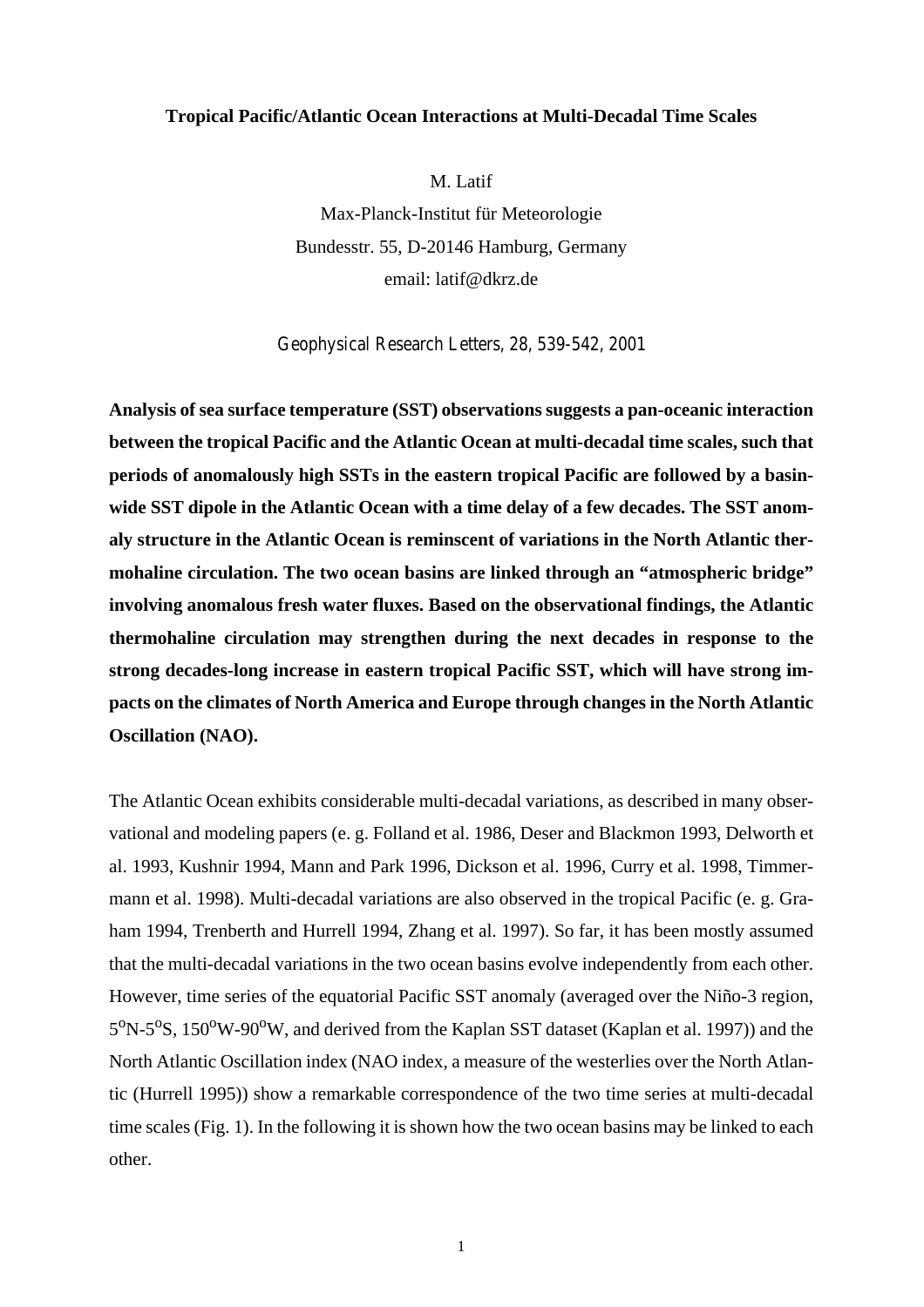**Tropical Pacific/Atlantic Ocean Interactions at Multi-Decadal Time Scales**

M. Latif

Max-Planck-Institut für Meteorologie

Bundesstr. 55, D-20146 Hamburg, Germany

email: latif@dkrz.de

*Geophysical Research Letters*, 28, 539-542, 2001

**Analysis of sea surface temperature (SST) observations suggests a pan-oceanic interaction between the tropical Pacific and the Atlantic Ocean at multi-decadal time scales, such that periods of anomalously high SSTs in the eastern tropical Pacific are followed by a basin-wide SST dipole in the Atlantic Ocean with a time delay of a few decades. The SST anomaly structure in the Atlantic Ocean is reminscent of variations in the North Atlantic thermohaline circulation. The two ocean basins are linked through an "atmospheric bridge" involving anomalous fresh water fluxes. Based on the observational findings, the Atlantic thermohaline circulation may strengthen during the next decades in response to the strong decades-long increase in eastern tropical Pacific SST, which will have strong impacts on the climates of North America and Europe through changes in the North Atlantic Oscillation (NAO).**

The Atlantic Ocean exhibits considerable multi-decadal variations, as described in many observational and modeling papers (e. g. Folland et al. 1986, Deser and Blackmon 1993, Delworth et al. 1993, Kushnir 1994, Mann and Park 1996, Dickson et al. 1996, Curry et al. 1998, Timmermann et al. 1998). Multi-decadal variations are also observed in the tropical Pacific (e. g. Graham 1994, Trenberth and Hurrell 1994, Zhang et al. 1997). So far, it has been mostly assumed that the multi-decadal variations in the two ocean basins evolve independently from each other. However, time series of the equatorial Pacific SST anomaly (averaged over the Niño-3 region, $5^oN$-$5^oS$, $150^oW$-$90^oW$, and derived from the Kaplan SST dataset (Kaplan et al. 1997)) and the North Atlantic Oscillation index (NAO index, a measure of the westerlies over the North Atlantic (Hurrell 1995)) show a remarkable correspondence of the two time series at multi-decadal time scales (Fig. 1). In the following it is shown how the two ocean basins may be linked to each other.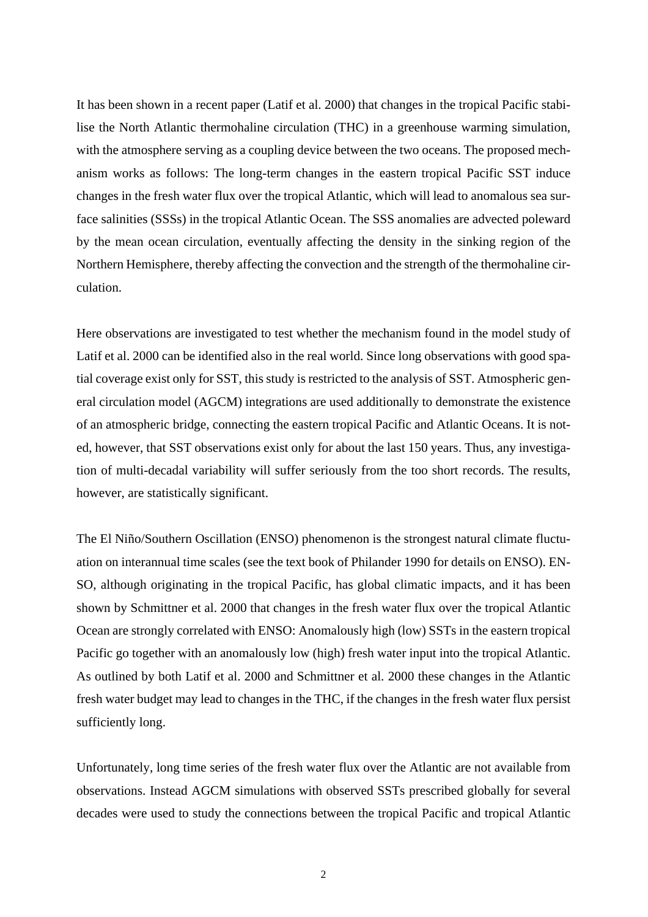It has been shown in a recent paper (Latif et al. 2000) that changes in the tropical Pacific stabilise the North Atlantic thermohaline circulation (THC) in a greenhouse warming simulation, with the atmosphere serving as a coupling device between the two oceans. The proposed mechanism works as follows: The long-term changes in the eastern tropical Pacific SST induce changes in the fresh water flux over the tropical Atlantic, which will lead to anomalous sea surface salinities (SSSs) in the tropical Atlantic Ocean. The SSS anomalies are advected poleward by the mean ocean circulation, eventually affecting the density in the sinking region of the Northern Hemisphere, thereby affecting the convection and the strength of the thermohaline circulation.

Here observations are investigated to test whether the mechanism found in the model study of Latif et al. 2000 can be identified also in the real world. Since long observations with good spatial coverage exist only for SST, this study is restricted to the analysis of SST. Atmospheric general circulation model (AGCM) integrations are used additionally to demonstrate the existence of an atmospheric bridge, connecting the eastern tropical Pacific and Atlantic Oceans. It is noted, however, that SST observations exist only for about the last 150 years. Thus, any investigation of multi-decadal variability will suffer seriously from the too short records. The results, however, are statistically significant.

The El Niño/Southern Oscillation (ENSO) phenomenon is the strongest natural climate fluctuation on interannual time scales (see the text book of Philander 1990 for details on ENSO). ENSO, although originating in the tropical Pacific, has global climatic impacts, and it has been shown by Schmittner et al. 2000 that changes in the fresh water flux over the tropical Atlantic Ocean are strongly correlated with ENSO: Anomalously high (low) SSTs in the eastern tropical Pacific go together with an anomalously low (high) fresh water input into the tropical Atlantic. As outlined by both Latif et al. 2000 and Schmittner et al. 2000 these changes in the Atlantic fresh water budget may lead to changes in the THC, if the changes in the fresh water flux persist sufficiently long.

Unfortunately, long time series of the fresh water flux over the Atlantic are not available from observations. Instead AGCM simulations with observed SSTs prescribed globally for several decades were used to study the connections between the tropical Pacific and tropical Atlantic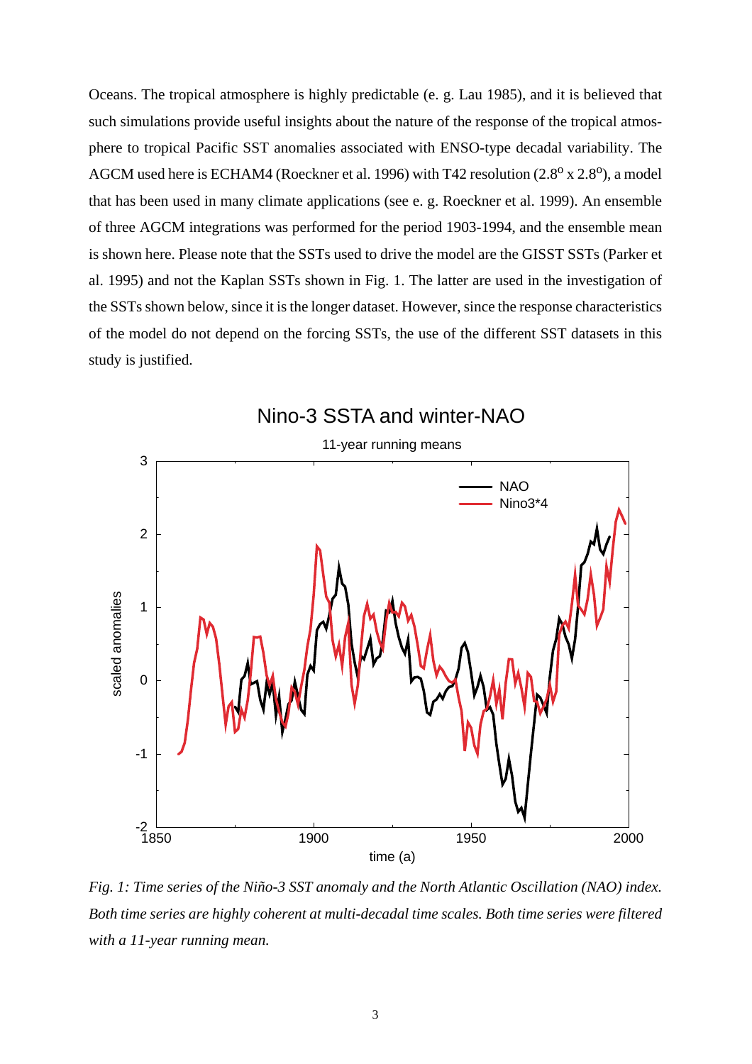Oceans. The tropical atmosphere is highly predictable (e. g. Lau 1985), and it is believed that such simulations provide useful insights about the nature of the response of the tropical atmosphere to tropical Pacific SST anomalies associated with ENSO-type decadal variability. The AGCM used here is ECHAM4 (Roeckner et al. 1996) with T42 resolution ($2.8^o$ x $2.8^o$), a model that has been used in many climate applications (see e. g. Roeckner et al. 1999). An ensemble of three AGCM integrations was performed for the period 1903-1994, and the ensemble mean is shown here. Please note that the SSTs used to drive the model are the GISST SSTs (Parker et al. 1995) and not the Kaplan SSTs shown in Fig. 1. The latter are used in the investigation of the SSTs shown below, since it is the longer dataset. However, since the response characteristics of the model do not depend on the forcing SSTs, the use of the different SST datasets in this study is justified.

*Fig. 1: Time series of the Niño-3 SST anomaly and the North Atlantic Oscillation (NAO) index. Both time series are highly coherent at multi-decadal time scales. Both time series were filtered with a 11-year running mean.*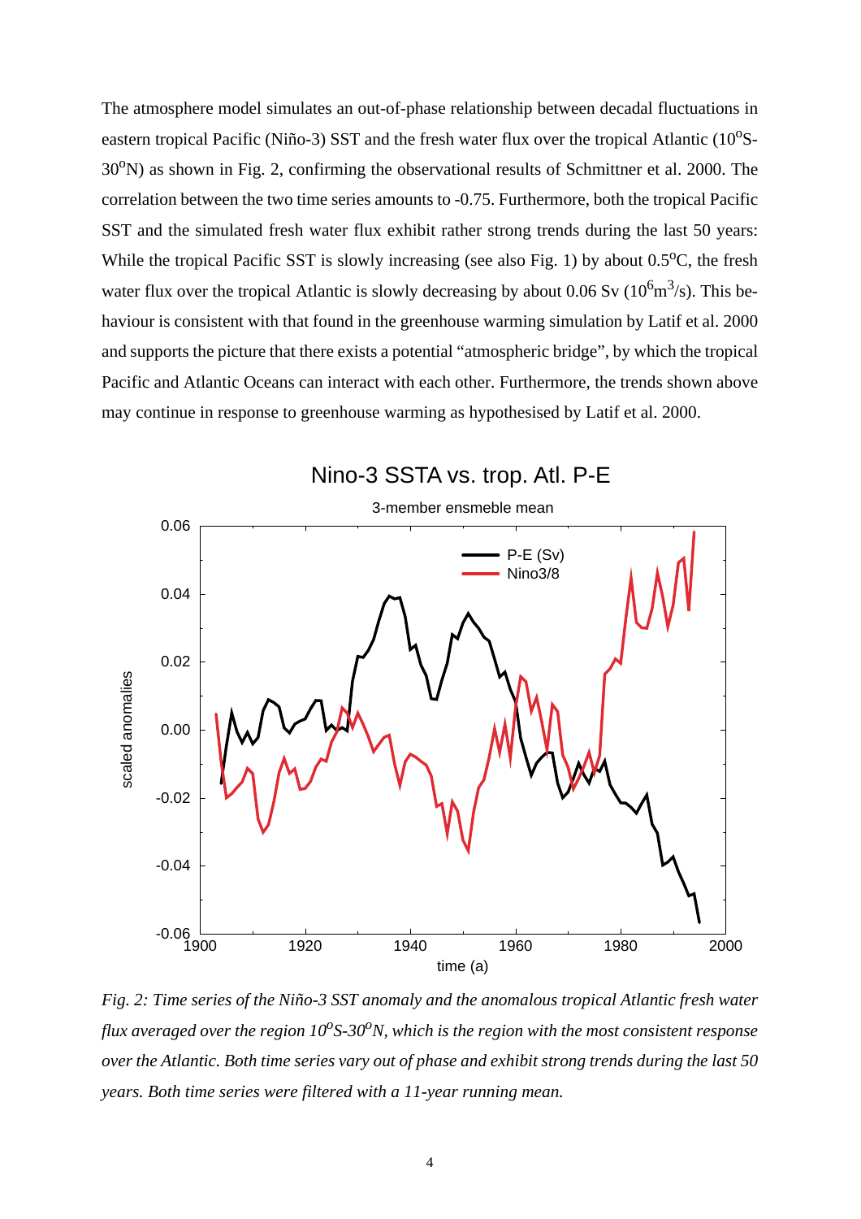The atmosphere model simulates an out-of-phase relationship between decadal fluctuations in eastern tropical Pacific (Niño-3) SST and the fresh water flux over the tropical Atlantic (10$^o$S-30$^o$N) as shown in Fig. 2, confirming the observational results of Schmittner et al. 2000. The correlation between the two time series amounts to -0.75. Furthermore, both the tropical Pacific SST and the simulated fresh water flux exhibit rather strong trends during the last 50 years: While the tropical Pacific SST is slowly increasing (see also Fig. 1) by about 0.5$^o$C, the fresh water flux over the tropical Atlantic is slowly decreasing by about 0.06 Sv ($10^6 m^3/s$). This behaviour is consistent with that found in the greenhouse warming simulation by Latif et al. 2000 and supports the picture that there exists a potential "atmospheric bridge", by which the tropical Pacific and Atlantic Oceans can interact with each other. Furthermore, the trends shown above may continue in response to greenhouse warming as hypothesised by Latif et al. 2000.

*Fig. 2: Time series of the Niño-3 SST anomaly and the anomalous tropical Atlantic fresh water flux averaged over the region 10$^o$S-30$^o$N, which is the region with the most consistent response over the Atlantic. Both time series vary out of phase and exhibit strong trends during the last 50 years. Both time series were filtered with a 11-year running mean.*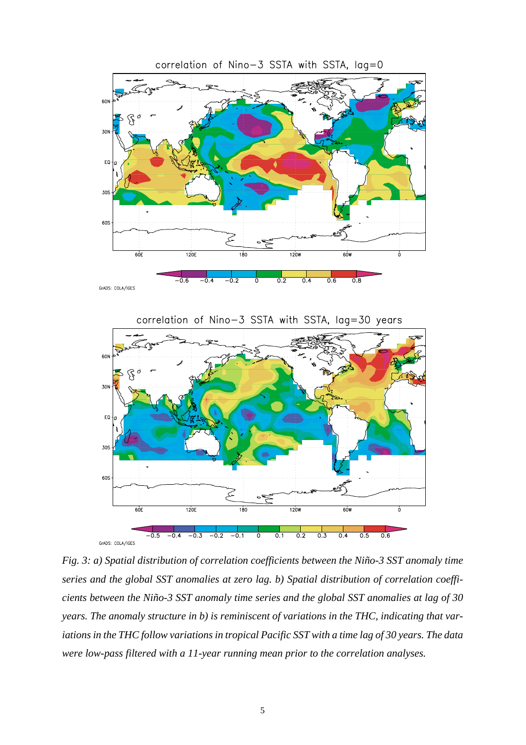*Fig. 3: a) Spatial distribution of correlation coefficients between the Niño-3 SST anomaly time series and the global SST anomalies at zero lag. b) Spatial distribution of correlation coefficients between the Niño-3 SST anomaly time series and the global SST anomalies at lag of 30 years. The anomaly structure in b) is reminiscent of variations in the THC, indicating that variations in the THC follow variations in tropical Pacific SST with a time lag of 30 years. The data were low-pass filtered with a 11-year running mean prior to the correlation analyses.*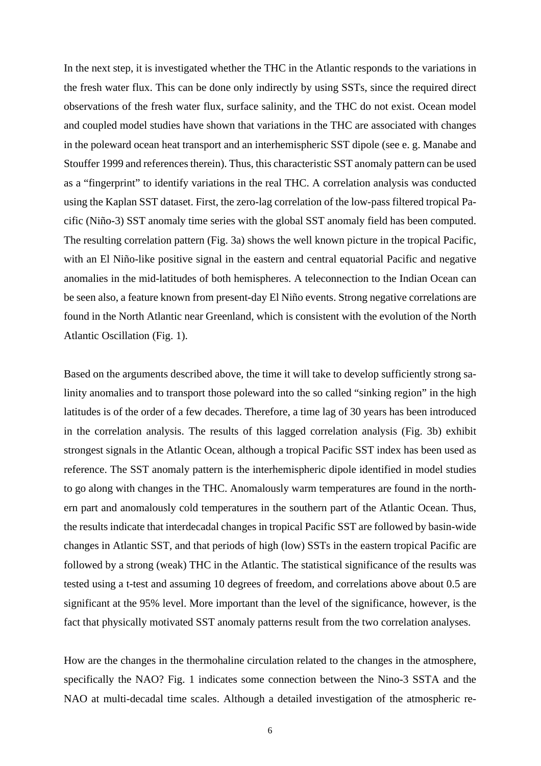In the next step, it is investigated whether the THC in the Atlantic responds to the variations in the fresh water flux. This can be done only indirectly by using SSTs, since the required direct observations of the fresh water flux, surface salinity, and the THC do not exist. Ocean model and coupled model studies have shown that variations in the THC are associated with changes in the poleward ocean heat transport and an interhemispheric SST dipole (see e. g. Manabe and Stouffer 1999 and references therein). Thus, this characteristic SST anomaly pattern can be used as a "fingerprint" to identify variations in the real THC. A correlation analysis was conducted using the Kaplan SST dataset. First, the zero-lag correlation of the low-pass filtered tropical Pacific (Niño-3) SST anomaly time series with the global SST anomaly field has been computed. The resulting correlation pattern (Fig. 3a) shows the well known picture in the tropical Pacific, with an El Niño-like positive signal in the eastern and central equatorial Pacific and negative anomalies in the mid-latitudes of both hemispheres. A teleconnection to the Indian Ocean can be seen also, a feature known from present-day El Niño events. Strong negative correlations are found in the North Atlantic near Greenland, which is consistent with the evolution of the North Atlantic Oscillation (Fig. 1).

Based on the arguments described above, the time it will take to develop sufficiently strong salinity anomalies and to transport those poleward into the so called "sinking region" in the high latitudes is of the order of a few decades. Therefore, a time lag of 30 years has been introduced in the correlation analysis. The results of this lagged correlation analysis (Fig. 3b) exhibit strongest signals in the Atlantic Ocean, although a tropical Pacific SST index has been used as reference. The SST anomaly pattern is the interhemispheric dipole identified in model studies to go along with changes in the THC. Anomalously warm temperatures are found in the northern part and anomalously cold temperatures in the southern part of the Atlantic Ocean. Thus, the results indicate that interdecadal changes in tropical Pacific SST are followed by basin-wide changes in Atlantic SST, and that periods of high (low) SSTs in the eastern tropical Pacific are followed by a strong (weak) THC in the Atlantic. The statistical significance of the results was tested using a t-test and assuming 10 degrees of freedom, and correlations above about 0.5 are significant at the 95% level. More important than the level of the significance, however, is the fact that physically motivated SST anomaly patterns result from the two correlation analyses.

How are the changes in the thermohaline circulation related to the changes in the atmosphere, specifically the NAO? Fig. 1 indicates some connection between the Nino-3 SSTA and the NAO at multi-decadal time scales. Although a detailed investigation of the atmospheric re-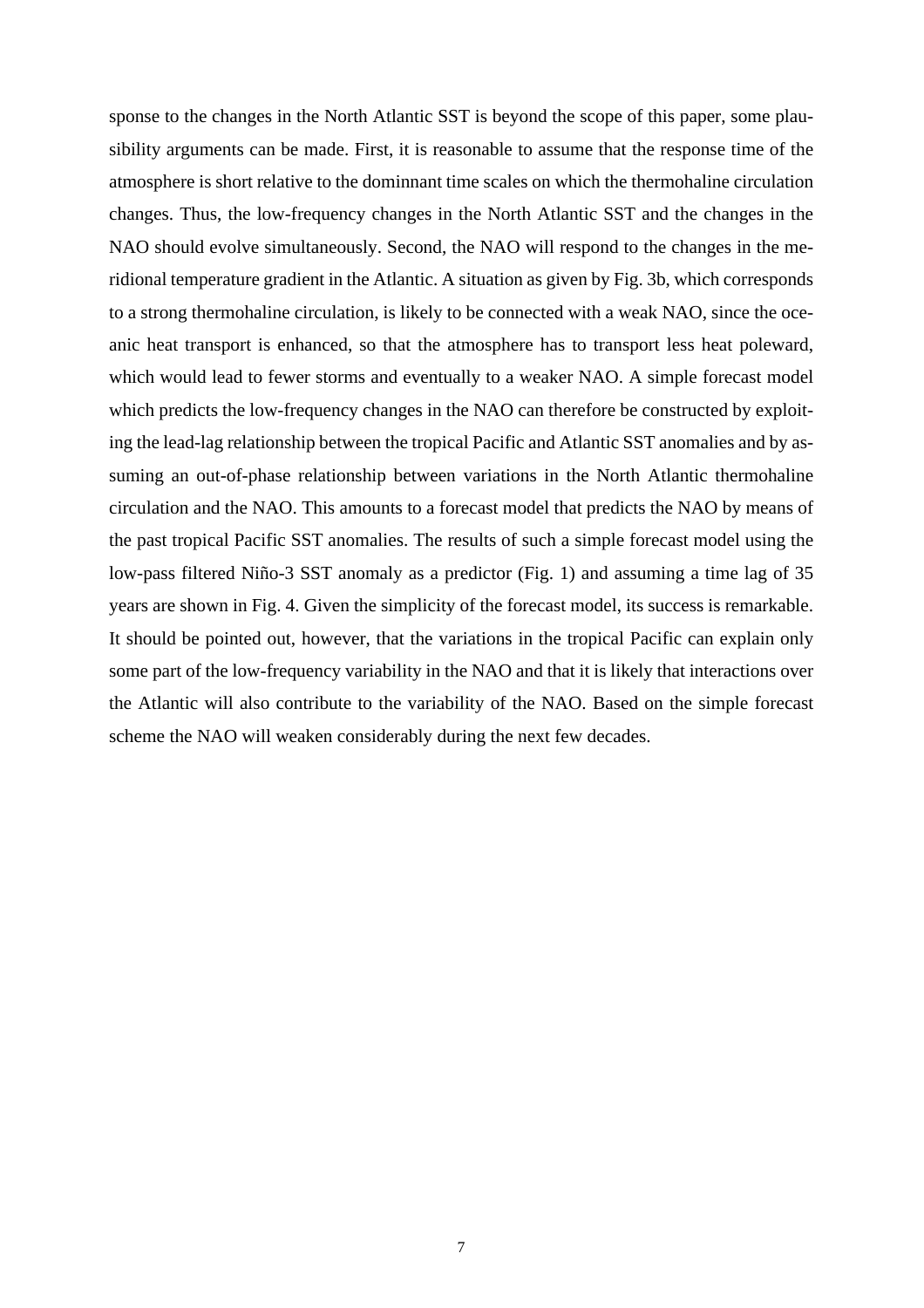sponse to the changes in the North Atlantic SST is beyond the scope of this paper, some plausibility arguments can be made. First, it is reasonable to assume that the response time of the atmosphere is short relative to the dominnant time scales on which the thermohaline circulation changes. Thus, the low-frequency changes in the North Atlantic SST and the changes in the NAO should evolve simultaneously. Second, the NAO will respond to the changes in the meridional temperature gradient in the Atlantic. A situation as given by Fig. 3b, which corresponds to a strong thermohaline circulation, is likely to be connected with a weak NAO, since the oceanic heat transport is enhanced, so that the atmosphere has to transport less heat poleward, which would lead to fewer storms and eventually to a weaker NAO. A simple forecast model which predicts the low-frequency changes in the NAO can therefore be constructed by exploiting the lead-lag relationship between the tropical Pacific and Atlantic SST anomalies and by assuming an out-of-phase relationship between variations in the North Atlantic thermohaline circulation and the NAO. This amounts to a forecast model that predicts the NAO by means of the past tropical Pacific SST anomalies. The results of such a simple forecast model using the low-pass filtered Niño-3 SST anomaly as a predictor (Fig. 1) and assuming a time lag of 35 years are shown in Fig. 4. Given the simplicity of the forecast model, its success is remarkable. It should be pointed out, however, that the variations in the tropical Pacific can explain only some part of the low-frequency variability in the NAO and that it is likely that interactions over the Atlantic will also contribute to the variability of the NAO. Based on the simple forecast scheme the NAO will weaken considerably during the next few decades.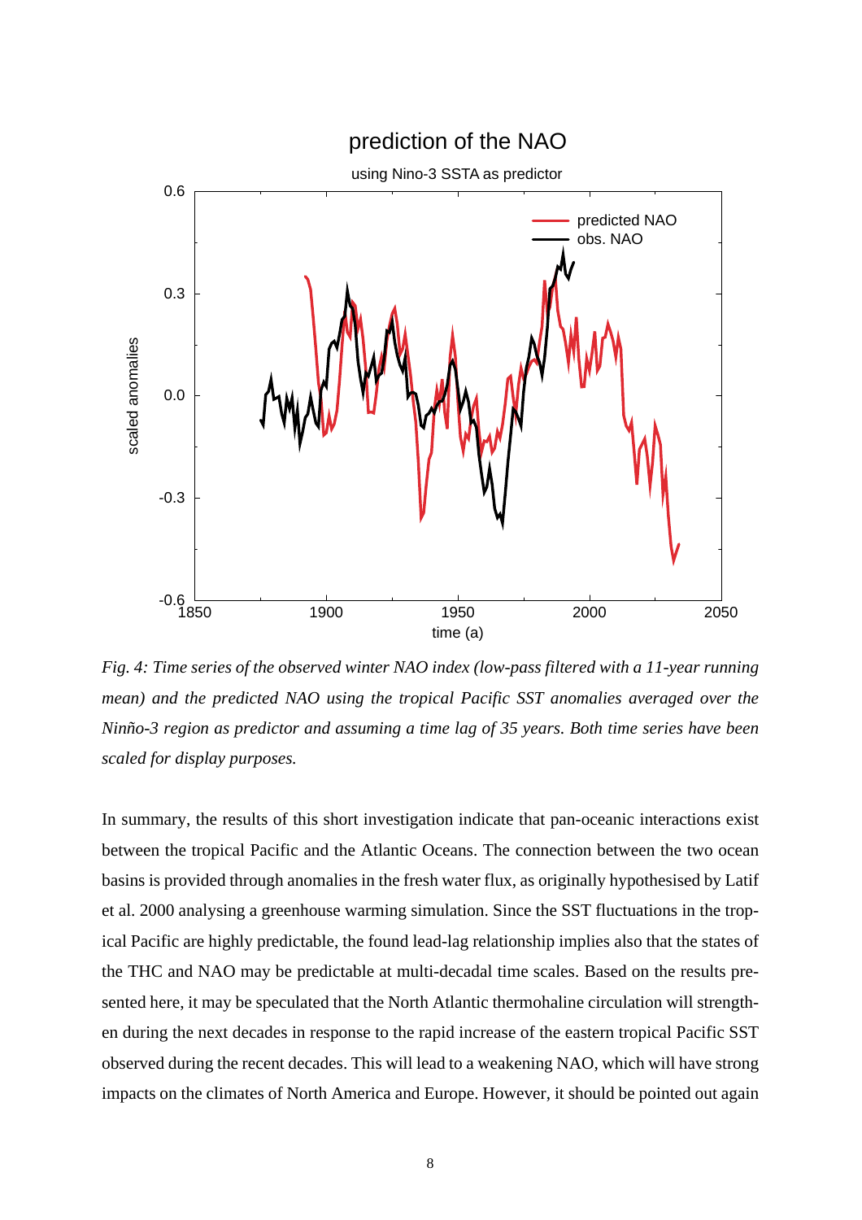*Fig. 4: Time series of the observed winter NAO index (low-pass filtered with a 11-year running mean) and the predicted NAO using the tropical Pacific SST anomalies averaged over the Ninño-3 region as predictor and assuming a time lag of 35 years. Both time series have been scaled for display purposes.*

In summary, the results of this short investigation indicate that pan-oceanic interactions exist between the tropical Pacific and the Atlantic Oceans. The connection between the two ocean basins is provided through anomalies in the fresh water flux, as originally hypothesised by Latif et al. 2000 analysing a greenhouse warming simulation. Since the SST fluctuations in the tropical Pacific are highly predictable, the found lead-lag relationship implies also that the states of the THC and NAO may be predictable at multi-decadal time scales. Based on the results presented here, it may be speculated that the North Atlantic thermohaline circulation will strengthen during the next decades in response to the rapid increase of the eastern tropical Pacific SST observed during the recent decades. This will lead to a weakening NAO, which will have strong impacts on the climates of North America and Europe. However, it should be pointed out again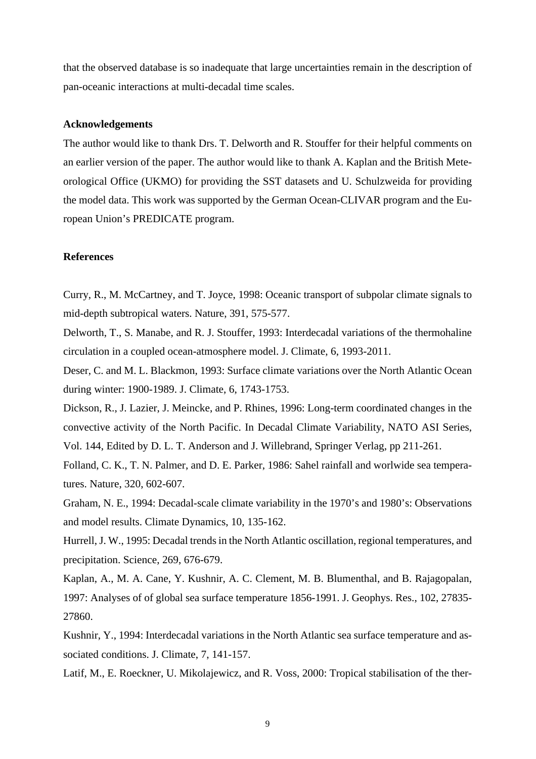that the observed database is so inadequate that large uncertainties remain in the description of pan-oceanic interactions at multi-decadal time scales.

**Acknowledgements**

The author would like to thank Drs. T. Delworth and R. Stouffer for their helpful comments on an earlier version of the paper. The author would like to thank A. Kaplan and the British Meteorological Office (UKMO) for providing the SST datasets and U. Schulzweida for providing the model data. This work was supported by the German Ocean-CLIVAR program and the European Union's PREDICATE program.

**References**

Curry, R., M. McCartney, and T. Joyce, 1998: Oceanic transport of subpolar climate signals to mid-depth subtropical waters. Nature, 391, 575-577.

Delworth, T., S. Manabe, and R. J. Stouffer, 1993: Interdecadal variations of the thermohaline circulation in a coupled ocean-atmosphere model. J. Climate, 6, 1993-2011.

Deser, C. and M. L. Blackmon, 1993: Surface climate variations over the North Atlantic Ocean during winter: 1900-1989. J. Climate, 6, 1743-1753.

Dickson, R., J. Lazier, J. Meincke, and P. Rhines, 1996: Long-term coordinated changes in the convective activity of the North Pacific. In Decadal Climate Variability, NATO ASI Series, Vol. 144, Edited by D. L. T. Anderson and J. Willebrand, Springer Verlag, pp 211-261.

Folland, C. K., T. N. Palmer, and D. E. Parker, 1986: Sahel rainfall and worlwide sea temperatures. Nature, 320, 602-607.

Graham, N. E., 1994: Decadal-scale climate variability in the 1970's and 1980's: Observations and model results. Climate Dynamics, 10, 135-162.

Hurrell, J. W., 1995: Decadal trends in the North Atlantic oscillation, regional temperatures, and precipitation. Science, 269, 676-679.

Kaplan, A., M. A. Cane, Y. Kushnir, A. C. Clement, M. B. Blumenthal, and B. Rajagopalan, 1997: Analyses of of global sea surface temperature 1856-1991. J. Geophys. Res., 102, 27835-27860.

Kushnir, Y., 1994: Interdecadal variations in the North Atlantic sea surface temperature and associated conditions. J. Climate, 7, 141-157.

Latif, M., E. Roeckner, U. Mikolajewicz, and R. Voss, 2000: Tropical stabilisation of the ther-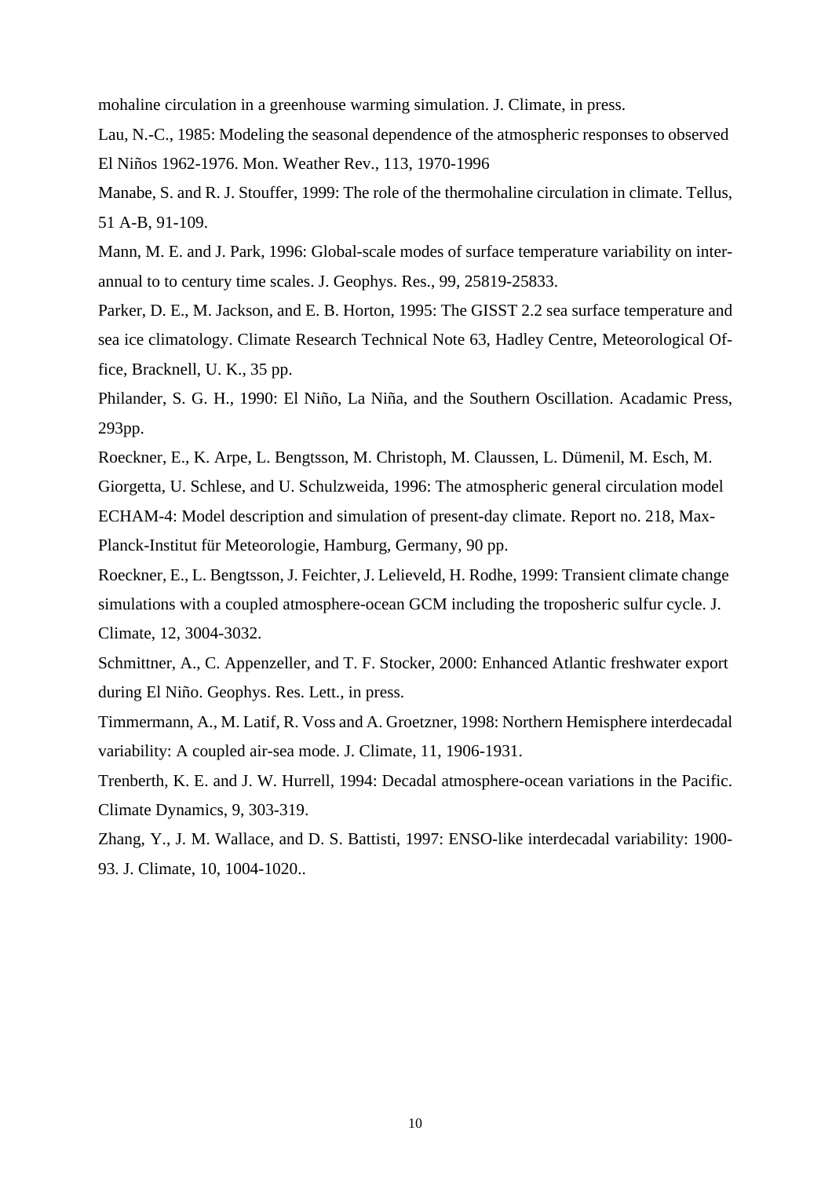mohaline circulation in a greenhouse warming simulation. J. Climate, in press.

Lau, N.-C., 1985: Modeling the seasonal dependence of the atmospheric responses to observed El Niños 1962-1976. Mon. Weather Rev., 113, 1970-1996

Manabe, S. and R. J. Stouffer, 1999: The role of the thermohaline circulation in climate. Tellus, 51 A-B, 91-109.

Mann, M. E. and J. Park, 1996: Global-scale modes of surface temperature variability on inter-annual to to century time scales. J. Geophys. Res., 99, 25819-25833.

Parker, D. E., M. Jackson, and E. B. Horton, 1995: The GISST 2.2 sea surface temperature and sea ice climatology. Climate Research Technical Note 63, Hadley Centre, Meteorological Office, Bracknell, U. K., 35 pp.

Philander, S. G. H., 1990: El Niño, La Niña, and the Southern Oscillation. Acadamic Press, 293pp.

Roeckner, E., K. Arpe, L. Bengtsson, M. Christoph, M. Claussen, L. Dümenil, M. Esch, M. Giorgetta, U. Schlese, and U. Schulzweida, 1996: The atmospheric general circulation model ECHAM-4: Model description and simulation of present-day climate. Report no. 218, Max-Planck-Institut für Meteorologie, Hamburg, Germany, 90 pp.

Roeckner, E., L. Bengtsson, J. Feichter, J. Lelieveld, H. Rodhe, 1999: Transient climate change simulations with a coupled atmosphere-ocean GCM including the troposheric sulfur cycle. J. Climate, 12, 3004-3032.

Schmittner, A., C. Appenzeller, and T. F. Stocker, 2000: Enhanced Atlantic freshwater export during El Niño. Geophys. Res. Lett., in press.

Timmermann, A., M. Latif, R. Voss and A. Groetzner, 1998: Northern Hemisphere interdecadal variability: A coupled air-sea mode. J. Climate, 11, 1906-1931.

Trenberth, K. E. and J. W. Hurrell, 1994: Decadal atmosphere-ocean variations in the Pacific. Climate Dynamics, 9, 303-319.

Zhang, Y., J. M. Wallace, and D. S. Battisti, 1997: ENSO-like interdecadal variability: 1900-93. J. Climate, 10, 1004-1020..